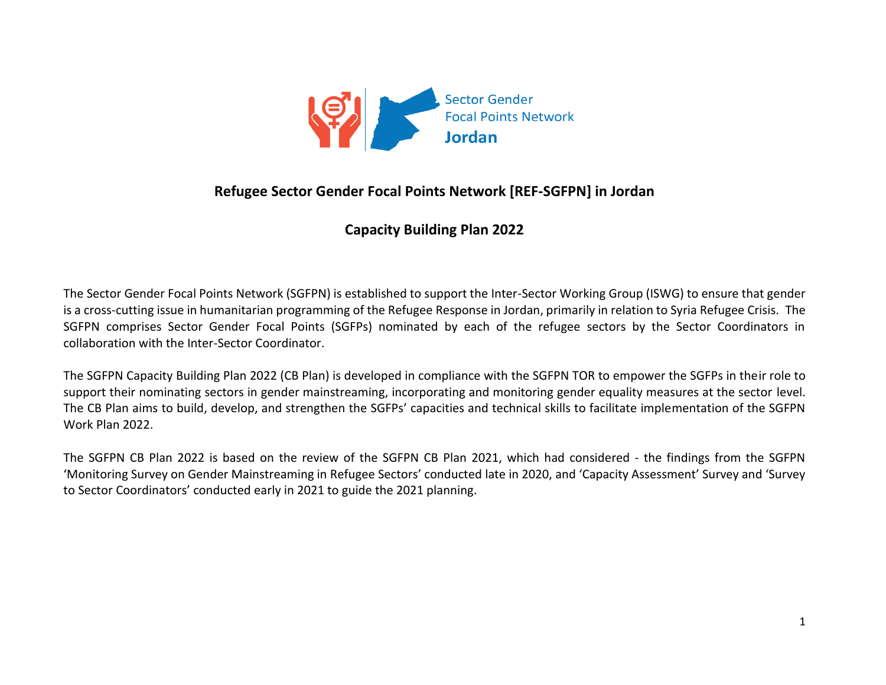Sector Gender Focal Points Network Jordan

# Refugee Sector Gender Focal Points Network [REF-SGFPN] in Jordan

## Capacity Building Plan 2022

The Sector Gender Focal Points Network (SGFPN) is established to support the Inter-Sector Working Group (ISWG) to ensure that gender is a cross-cutting issue in humanitarian programming of the Refugee Response in Jordan, primarily in relation to Syria Refugee Crisis. The SGFPN comprises Sector Gender Focal Points (SGFPs) nominated by each of the refugee sectors by the Sector Coordinators in collaboration with the Inter-Sector Coordinator.

The SGFPN Capacity Building Plan 2022 (CB Plan) is developed in compliance with the SGFPN TOR to empower the SGFPs in their role to support their nominating sectors in gender mainstreaming, incorporating and monitoring gender equality measures at the sector level. The CB Plan aims to build, develop, and strengthen the SGFPs' capacities and technical skills to facilitate implementation of the SGFPN Work Plan 2022.

The SGFPN CB Plan 2022 is based on the review of the SGFPN CB Plan 2021, which had considered - the findings from the SGFPN 'Monitoring Survey on Gender Mainstreaming in Refugee Sectors' conducted late in 2020, and 'Capacity Assessment' Survey and 'Survey to Sector Coordinators' conducted early in 2021 to guide the 2021 planning.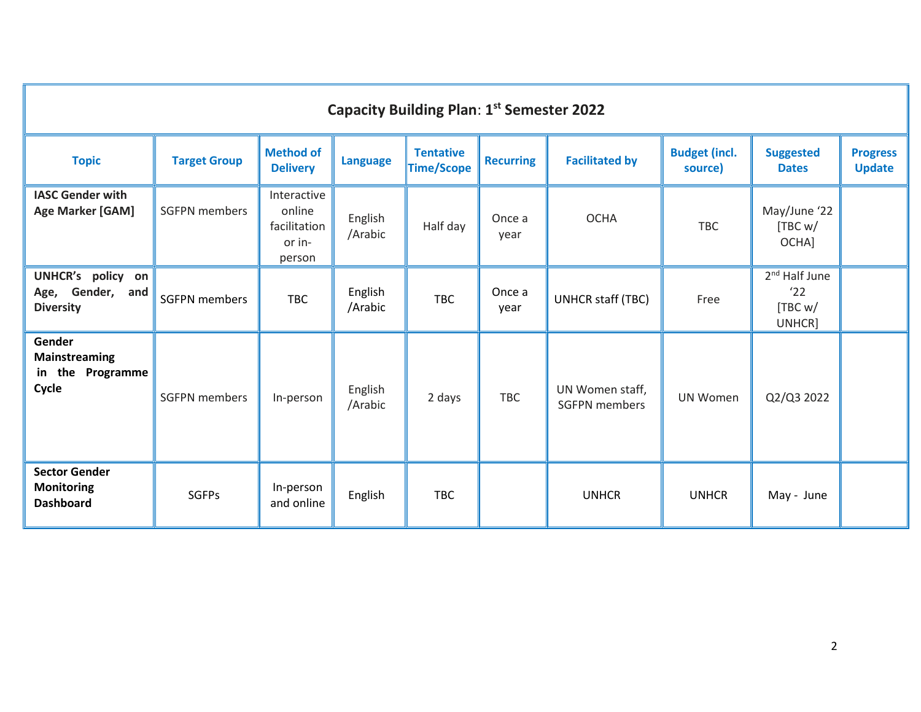## Capacity Building Plan: 1st Semester 2022

| Topic | Target Group | Method of Delivery | Language | Tentative Time/Scope | Recurring | Facilitated by | Budget (incl. source) | Suggested Dates | Progress Update |
|---|---|---|---|---|---|---|---|---|---|
| **IASC Gender with Age Marker [GAM]** | SGFPN members | Interactive online facilitation or in-person | English /Arabic | Half day | Once a year | OCHA | TBC | May/June '22 [TBC w/ OCHA] | |
| **UNHCR's policy on Age, Gender, and Diversity** | SGFPN members | TBC | English /Arabic | TBC | Once a year | UNHCR staff (TBC) | Free | 2nd Half June '22 [TBC w/ UNHCR] | |
| **Gender Mainstreaming in the Programme Cycle** | SGFPN members | In-person | English /Arabic | 2 days | TBC | UN Women staff, SGFPN members | UN Women | Q2/Q3 2022 | |
| **Sector Gender Monitoring Dashboard** | SGFPs | In-person and online | English | TBC | | UNHCR | UNHCR | May - June | |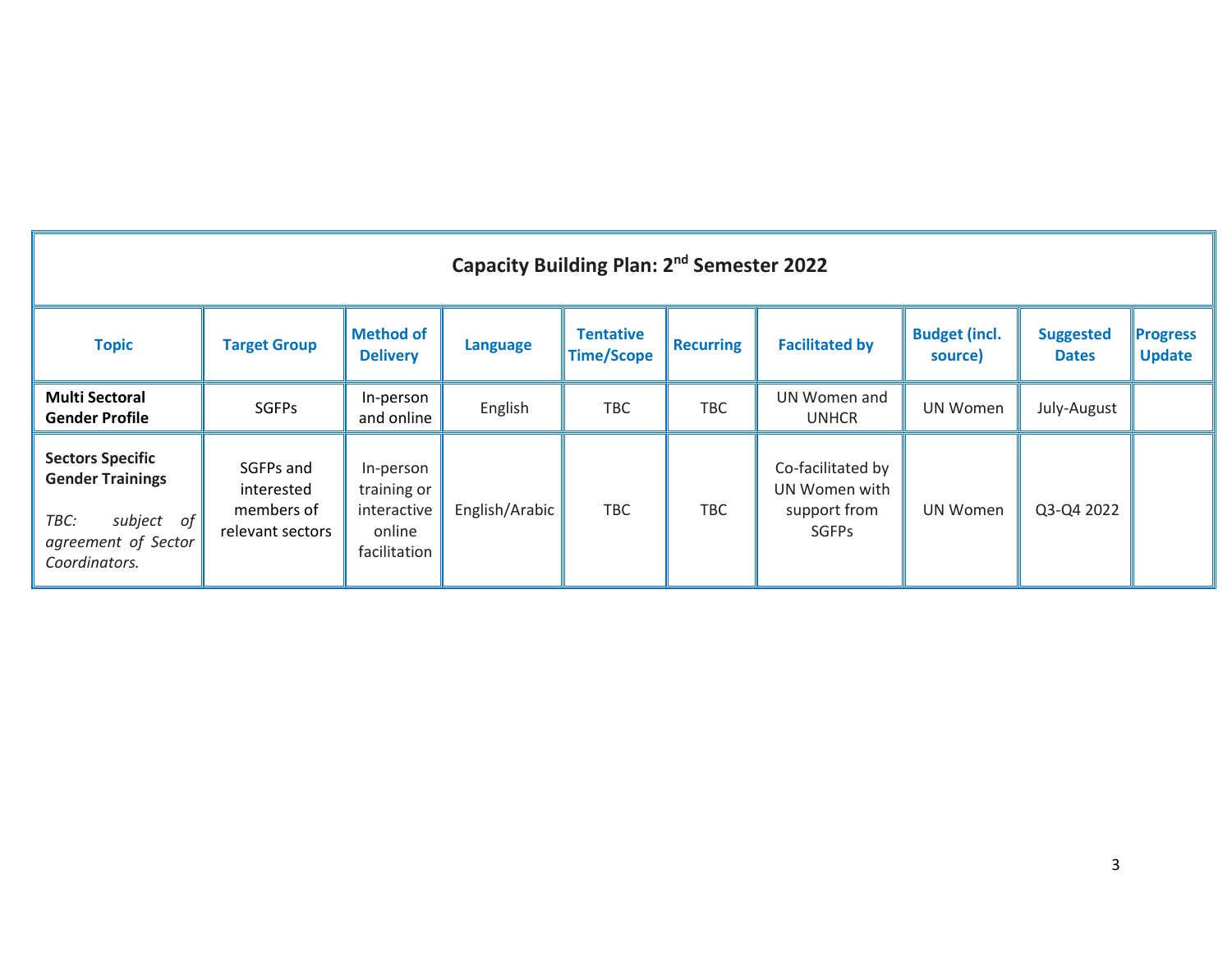## Capacity Building Plan: 2nd Semester 2022

| Topic | Target Group | Method of Delivery | Language | Tentative Time/Scope | Recurring | Facilitated by | Budget (incl. source) | Suggested Dates | Progress Update |
|---|---|---|---|---|---|---|---|---|---|
| **Multi Sectoral Gender Profile** | SGFPs | In-person and online | English | TBC | TBC | UN Women and UNHCR | UN Women | July-August | |
| **Sectors Specific Gender Trainings**<br><br>*TBC: subject of agreement of Sector Coordinators.* | SGFPs and interested members of relevant sectors | In-person training or interactive online facilitation | English/Arabic | TBC | TBC | Co-facilitated by UN Women with support from SGFPs | UN Women | Q3-Q4 2022 | |